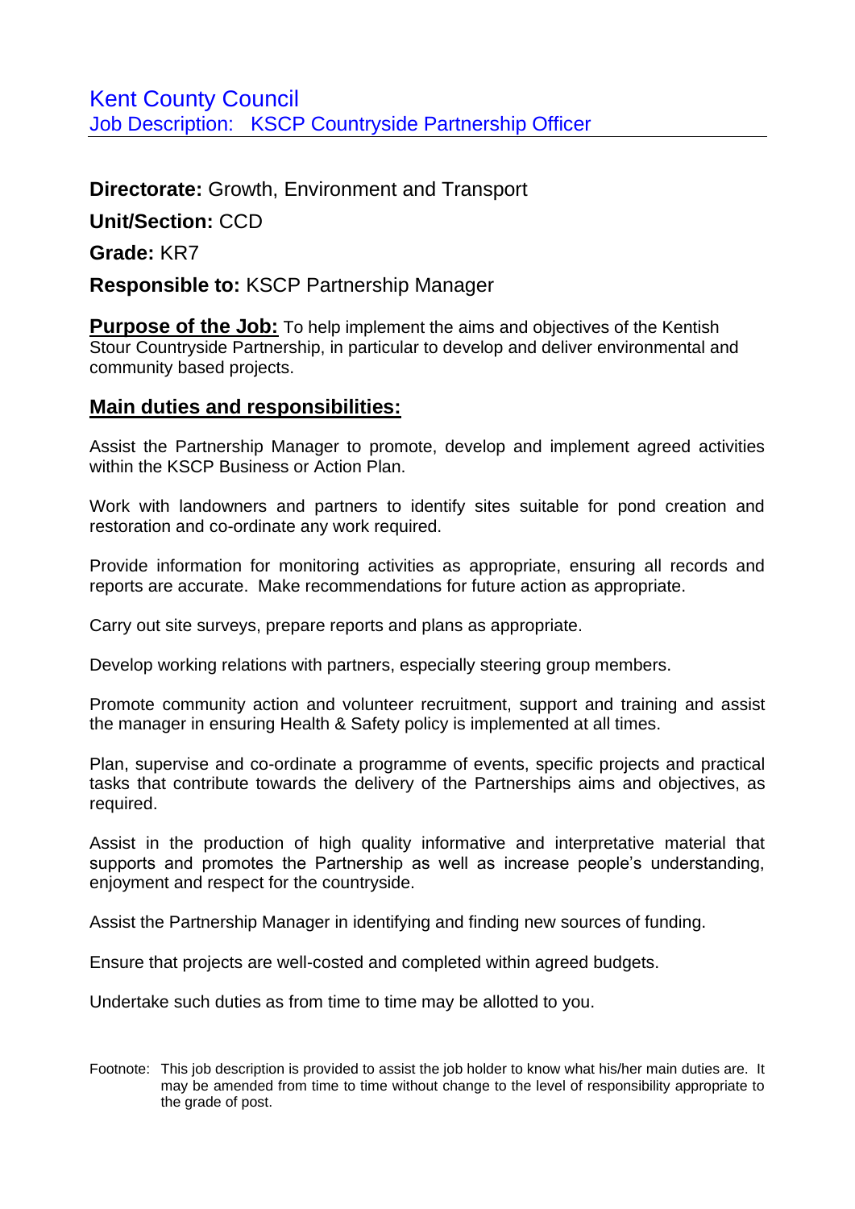# Kent County Council

## Job Description: KSCP Countryside Partnership Officer

**Directorate:** Growth, Environment and Transport

**Unit/Section:** CCD

**Grade:** KR7

**Responsible to:** KSCP Partnership Manager

**Purpose of the Job:** To help implement the aims and objectives of the Kentish Stour Countryside Partnership, in particular to develop and deliver environmental and community based projects.

## Main duties and responsibilities:

Assist the Partnership Manager to promote, develop and implement agreed activities within the KSCP Business or Action Plan.

Work with landowners and partners to identify sites suitable for pond creation and restoration and co-ordinate any work required.

Provide information for monitoring activities as appropriate, ensuring all records and reports are accurate. Make recommendations for future action as appropriate.

Carry out site surveys, prepare reports and plans as appropriate.

Develop working relations with partners, especially steering group members.

Promote community action and volunteer recruitment, support and training and assist the manager in ensuring Health & Safety policy is implemented at all times.

Plan, supervise and co-ordinate a programme of events, specific projects and practical tasks that contribute towards the delivery of the Partnerships aims and objectives, as required.

Assist in the production of high quality informative and interpretative material that supports and promotes the Partnership as well as increase people's understanding, enjoyment and respect for the countryside.

Assist the Partnership Manager in identifying and finding new sources of funding.

Ensure that projects are well-costed and completed within agreed budgets.

Undertake such duties as from time to time may be allotted to you.

Footnote: This job description is provided to assist the job holder to know what his/her main duties are. It may be amended from time to time without change to the level of responsibility appropriate to the grade of post.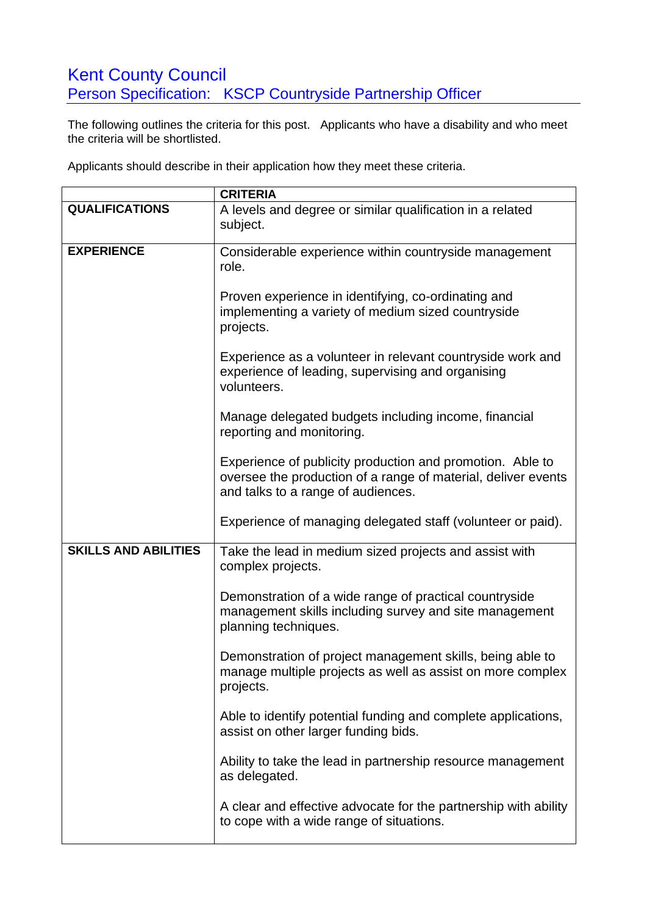# Kent County Council

## Person Specification: KSCP Countryside Partnership Officer

The following outlines the criteria for this post. Applicants who have a disability and who meet the criteria will be shortlisted.

Applicants should describe in their application how they meet these criteria.

| | CRITERIA |
|---|---|
| **QUALIFICATIONS** | A levels and degree or similar qualification in a related subject. |
| **EXPERIENCE** | Considerable experience within countryside management role.<br><br>Proven experience in identifying, co-ordinating and implementing a variety of medium sized countryside projects.<br><br>Experience as a volunteer in relevant countryside work and experience of leading, supervising and organising volunteers.<br><br>Manage delegated budgets including income, financial reporting and monitoring.<br><br>Experience of publicity production and promotion. Able to oversee the production of a range of material, deliver events and talks to a range of audiences.<br><br>Experience of managing delegated staff (volunteer or paid). |
| **SKILLS AND ABILITIES** | Take the lead in medium sized projects and assist with complex projects.<br><br>Demonstration of a wide range of practical countryside management skills including survey and site management planning techniques.<br><br>Demonstration of project management skills, being able to manage multiple projects as well as assist on more complex projects.<br><br>Able to identify potential funding and complete applications, assist on other larger funding bids.<br><br>Ability to take the lead in partnership resource management as delegated.<br><br>A clear and effective advocate for the partnership with ability to cope with a wide range of situations. |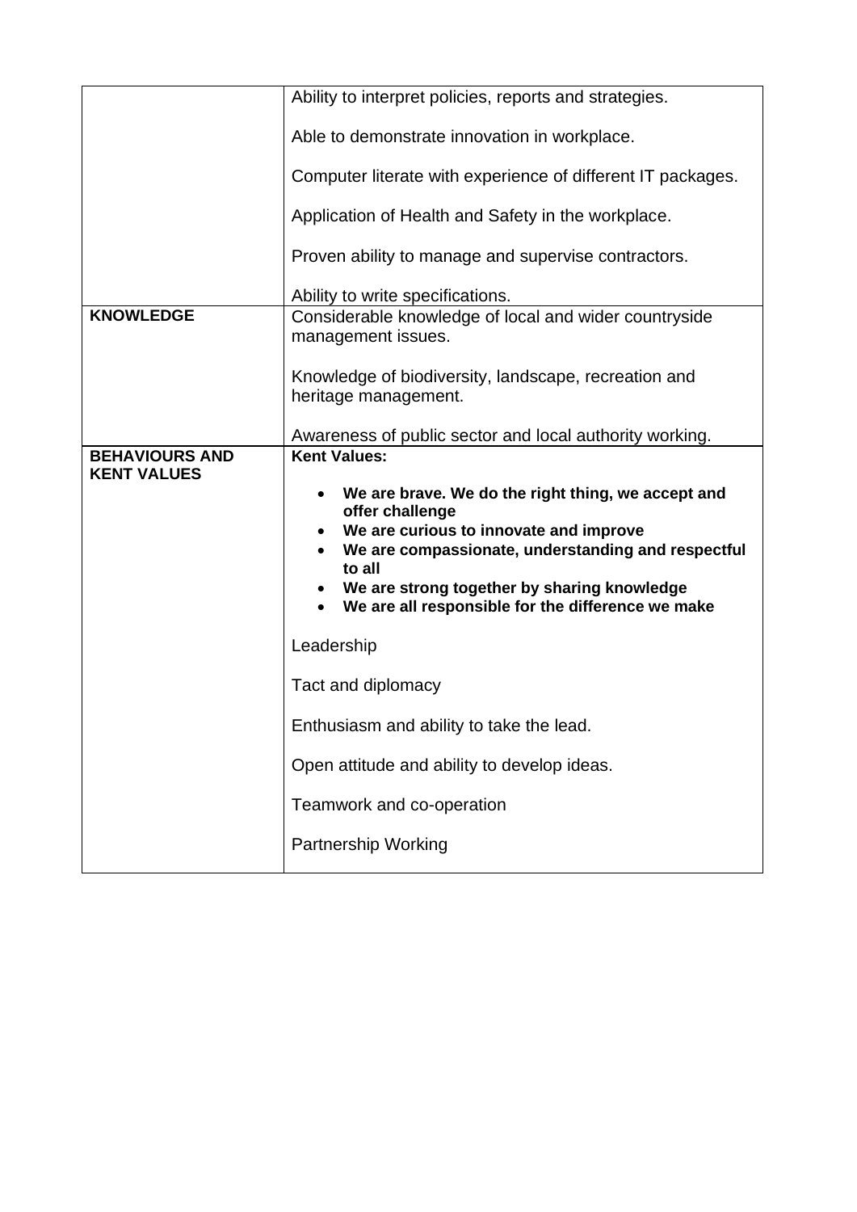| | |
|---|---|
| | Ability to interpret policies, reports and strategies.<br><br>Able to demonstrate innovation in workplace.<br><br>Computer literate with experience of different IT packages.<br><br>Application of Health and Safety in the workplace.<br><br>Proven ability to manage and supervise contractors.<br><br>Ability to write specifications. |
| **KNOWLEDGE** | Considerable knowledge of local and wider countryside management issues.<br><br>Knowledge of biodiversity, landscape, recreation and heritage management.<br><br>Awareness of public sector and local authority working. |
| **BEHAVIOURS AND KENT VALUES** | **Kent Values:**<br><br>• **We are brave. We do the right thing, we accept and offer challenge**<br>• **We are curious to innovate and improve**<br>• **We are compassionate, understanding and respectful to all**<br>• **We are strong together by sharing knowledge**<br>• **We are all responsible for the difference we make**<br><br>Leadership<br><br>Tact and diplomacy<br><br>Enthusiasm and ability to take the lead.<br><br>Open attitude and ability to develop ideas.<br><br>Teamwork and co-operation<br><br>Partnership Working |